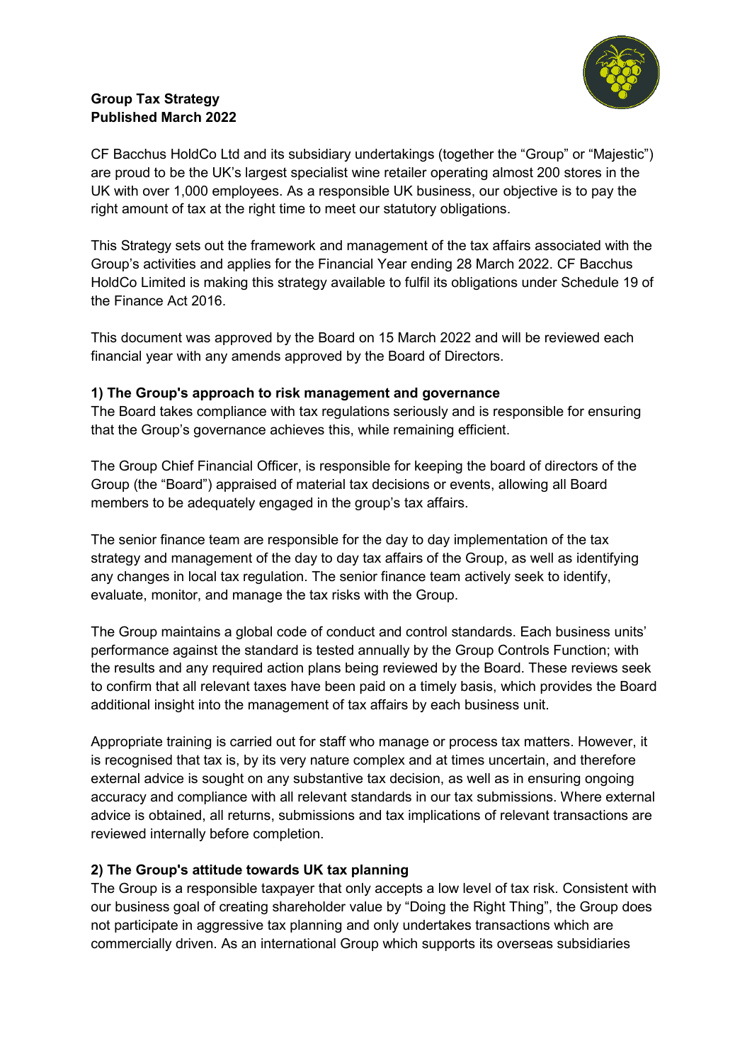**Group Tax Strategy**
**Published March 2022**

CF Bacchus HoldCo Ltd and its subsidiary undertakings (together the "Group" or "Majestic") are proud to be the UK's largest specialist wine retailer operating almost 200 stores in the UK with over 1,000 employees. As a responsible UK business, our objective is to pay the right amount of tax at the right time to meet our statutory obligations.

This Strategy sets out the framework and management of the tax affairs associated with the Group's activities and applies for the Financial Year ending 28 March 2022. CF Bacchus HoldCo Limited is making this strategy available to fulfil its obligations under Schedule 19 of the Finance Act 2016.

This document was approved by the Board on 15 March 2022 and will be reviewed each financial year with any amends approved by the Board of Directors.

**1) The Group's approach to risk management and governance**

The Board takes compliance with tax regulations seriously and is responsible for ensuring that the Group's governance achieves this, while remaining efficient.

The Group Chief Financial Officer, is responsible for keeping the board of directors of the Group (the "Board") appraised of material tax decisions or events, allowing all Board members to be adequately engaged in the group's tax affairs.

The senior finance team are responsible for the day to day implementation of the tax strategy and management of the day to day tax affairs of the Group, as well as identifying any changes in local tax regulation. The senior finance team actively seek to identify, evaluate, monitor, and manage the tax risks with the Group.

The Group maintains a global code of conduct and control standards. Each business units' performance against the standard is tested annually by the Group Controls Function; with the results and any required action plans being reviewed by the Board. These reviews seek to confirm that all relevant taxes have been paid on a timely basis, which provides the Board additional insight into the management of tax affairs by each business unit.

Appropriate training is carried out for staff who manage or process tax matters. However, it is recognised that tax is, by its very nature complex and at times uncertain, and therefore external advice is sought on any substantive tax decision, as well as in ensuring ongoing accuracy and compliance with all relevant standards in our tax submissions. Where external advice is obtained, all returns, submissions and tax implications of relevant transactions are reviewed internally before completion.

**2) The Group's attitude towards UK tax planning**

The Group is a responsible taxpayer that only accepts a low level of tax risk. Consistent with our business goal of creating shareholder value by "Doing the Right Thing", the Group does not participate in aggressive tax planning and only undertakes transactions which are commercially driven. As an international Group which supports its overseas subsidiaries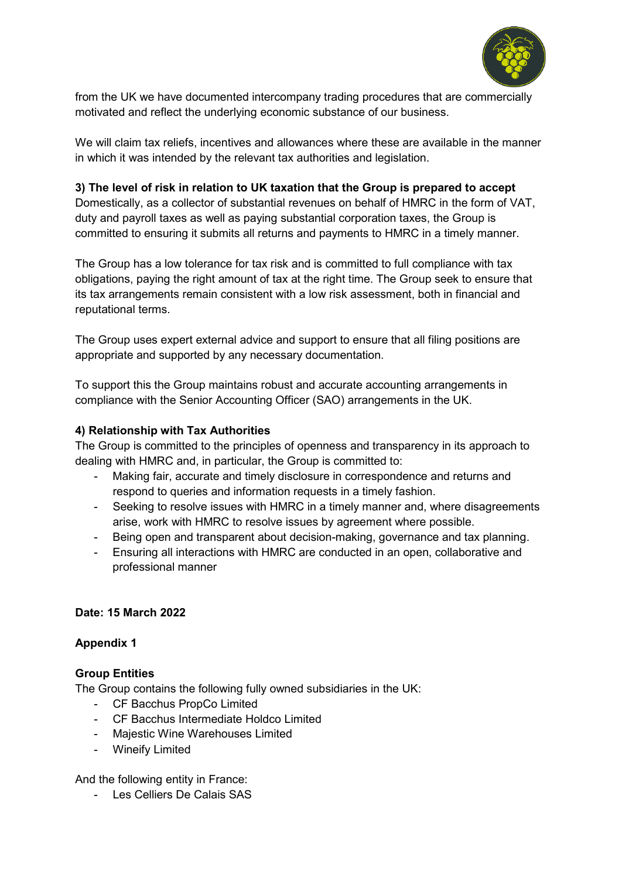from the UK we have documented intercompany trading procedures that are commercially motivated and reflect the underlying economic substance of our business.

We will claim tax reliefs, incentives and allowances where these are available in the manner in which it was intended by the relevant tax authorities and legislation.

**3) The level of risk in relation to UK taxation that the Group is prepared to accept**

Domestically, as a collector of substantial revenues on behalf of HMRC in the form of VAT, duty and payroll taxes as well as paying substantial corporation taxes, the Group is committed to ensuring it submits all returns and payments to HMRC in a timely manner.

The Group has a low tolerance for tax risk and is committed to full compliance with tax obligations, paying the right amount of tax at the right time. The Group seek to ensure that its tax arrangements remain consistent with a low risk assessment, both in financial and reputational terms.

The Group uses expert external advice and support to ensure that all filing positions are appropriate and supported by any necessary documentation.

To support this the Group maintains robust and accurate accounting arrangements in compliance with the Senior Accounting Officer (SAO) arrangements in the UK.

**4) Relationship with Tax Authorities**

The Group is committed to the principles of openness and transparency in its approach to dealing with HMRC and, in particular, the Group is committed to:

- Making fair, accurate and timely disclosure in correspondence and returns and respond to queries and information requests in a timely fashion.
- Seeking to resolve issues with HMRC in a timely manner and, where disagreements arise, work with HMRC to resolve issues by agreement where possible.
- Being open and transparent about decision-making, governance and tax planning.
- Ensuring all interactions with HMRC are conducted in an open, collaborative and professional manner

**Date: 15 March 2022**

**Appendix 1**

**Group Entities**

The Group contains the following fully owned subsidiaries in the UK:

- CF Bacchus PropCo Limited
- CF Bacchus Intermediate Holdco Limited
- Majestic Wine Warehouses Limited
- Wineify Limited

And the following entity in France:

- Les Celliers De Calais SAS